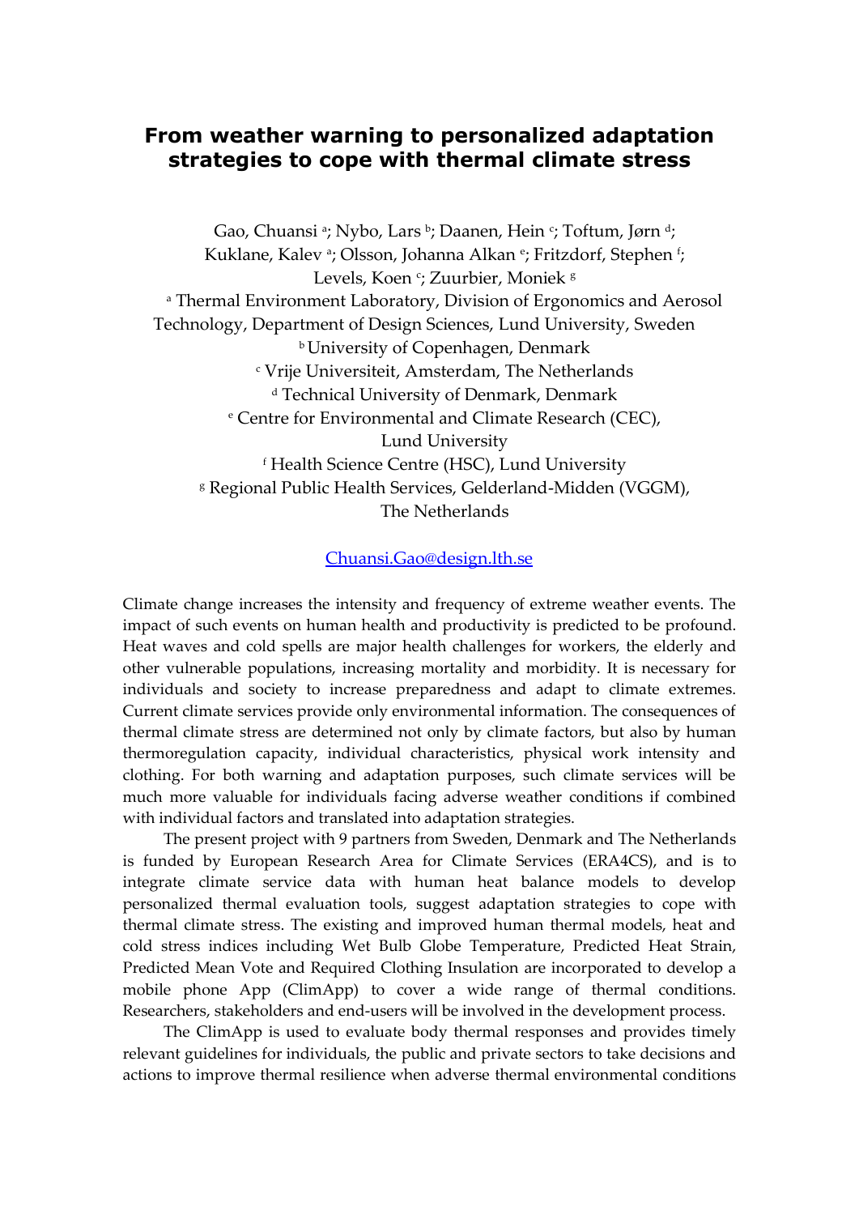# From weather warning to personalized adaptation strategies to cope with thermal climate stress

Gao, Chuansi [a]; Nybo, Lars [b]; Daanen, Hein [c]; Toftum, Jørn [d]; Kuklane, Kalev [a]; Olsson, Johanna Alkan [e]; Fritzdorf, Stephen [f]; Levels, Koen [c]; Zuurbier, Moniek [g]

[a] Thermal Environment Laboratory, Division of Ergonomics and Aerosol Technology, Department of Design Sciences, Lund University, Sweden

[b] University of Copenhagen, Denmark

[c] Vrije Universiteit, Amsterdam, The Netherlands

[d] Technical University of Denmark, Denmark

[e] Centre for Environmental and Climate Research (CEC), Lund University

[f] Health Science Centre (HSC), Lund University

[g] Regional Public Health Services, Gelderland-Midden (VGGM), The Netherlands

Chuansi.Gao@design.lth.se

Climate change increases the intensity and frequency of extreme weather events. The impact of such events on human health and productivity is predicted to be profound. Heat waves and cold spells are major health challenges for workers, the elderly and other vulnerable populations, increasing mortality and morbidity. It is necessary for individuals and society to increase preparedness and adapt to climate extremes. Current climate services provide only environmental information. The consequences of thermal climate stress are determined not only by climate factors, but also by human thermoregulation capacity, individual characteristics, physical work intensity and clothing. For both warning and adaptation purposes, such climate services will be much more valuable for individuals facing adverse weather conditions if combined with individual factors and translated into adaptation strategies.

The present project with 9 partners from Sweden, Denmark and The Netherlands is funded by European Research Area for Climate Services (ERA4CS), and is to integrate climate service data with human heat balance models to develop personalized thermal evaluation tools, suggest adaptation strategies to cope with thermal climate stress. The existing and improved human thermal models, heat and cold stress indices including Wet Bulb Globe Temperature, Predicted Heat Strain, Predicted Mean Vote and Required Clothing Insulation are incorporated to develop a mobile phone App (ClimApp) to cover a wide range of thermal conditions. Researchers, stakeholders and end-users will be involved in the development process.

The ClimApp is used to evaluate body thermal responses and provides timely relevant guidelines for individuals, the public and private sectors to take decisions and actions to improve thermal resilience when adverse thermal environmental conditions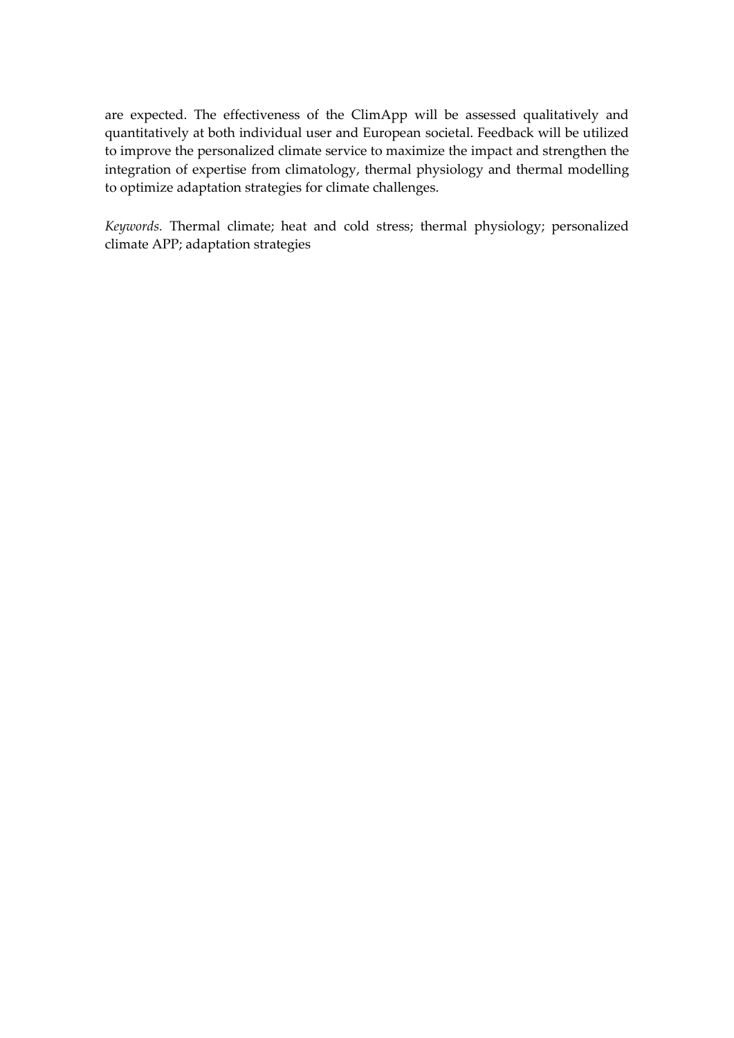are expected. The effectiveness of the ClimApp will be assessed qualitatively and quantitatively at both individual user and European societal. Feedback will be utilized to improve the personalized climate service to maximize the impact and strengthen the integration of expertise from climatology, thermal physiology and thermal modelling to optimize adaptation strategies for climate challenges.

*Keywords.* Thermal climate; heat and cold stress; thermal physiology; personalized climate APP; adaptation strategies